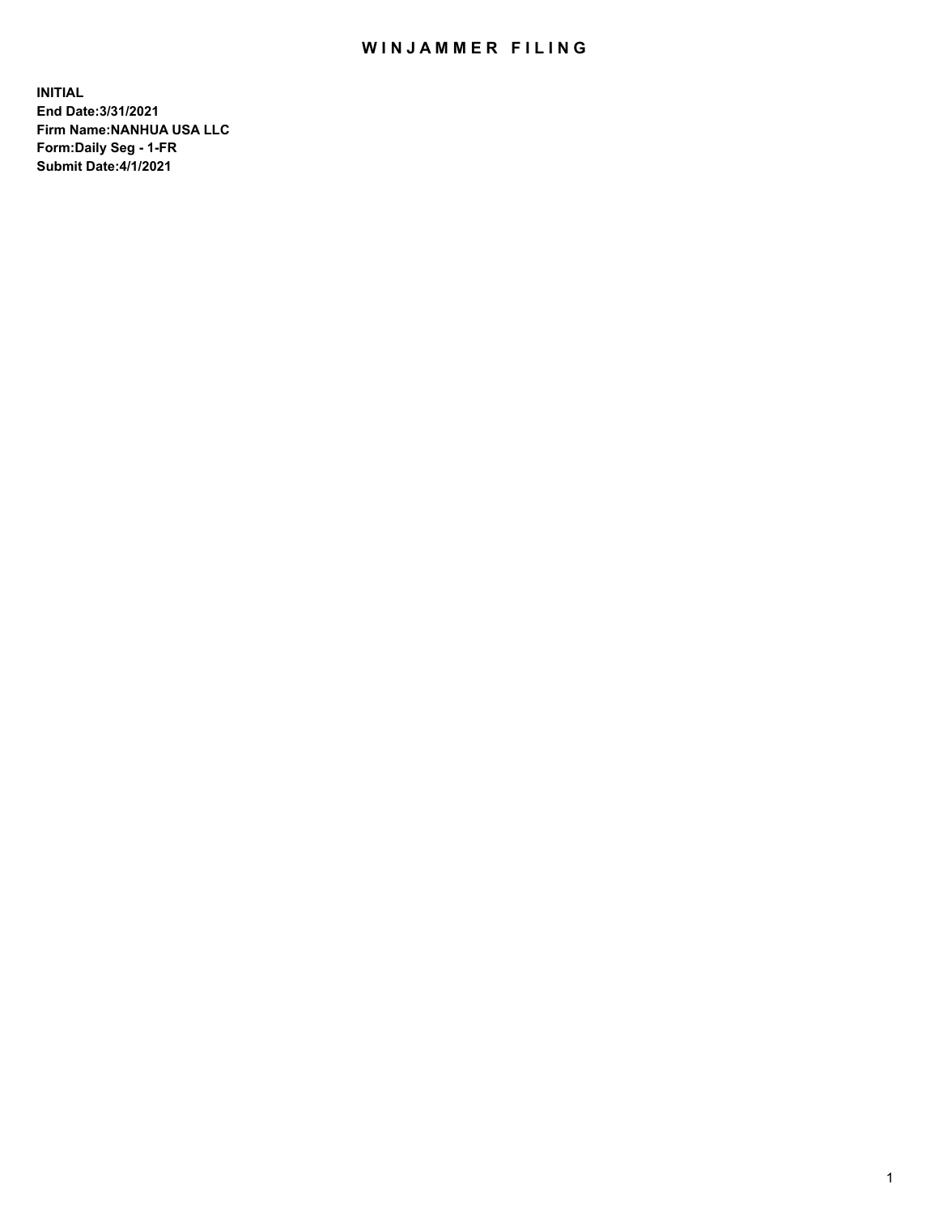# WINJAMMER FILING

**INITIAL**
**End Date:3/31/2021**
**Firm Name:NANHUA USA LLC**
**Form:Daily Seg - 1-FR**
**Submit Date:4/1/2021**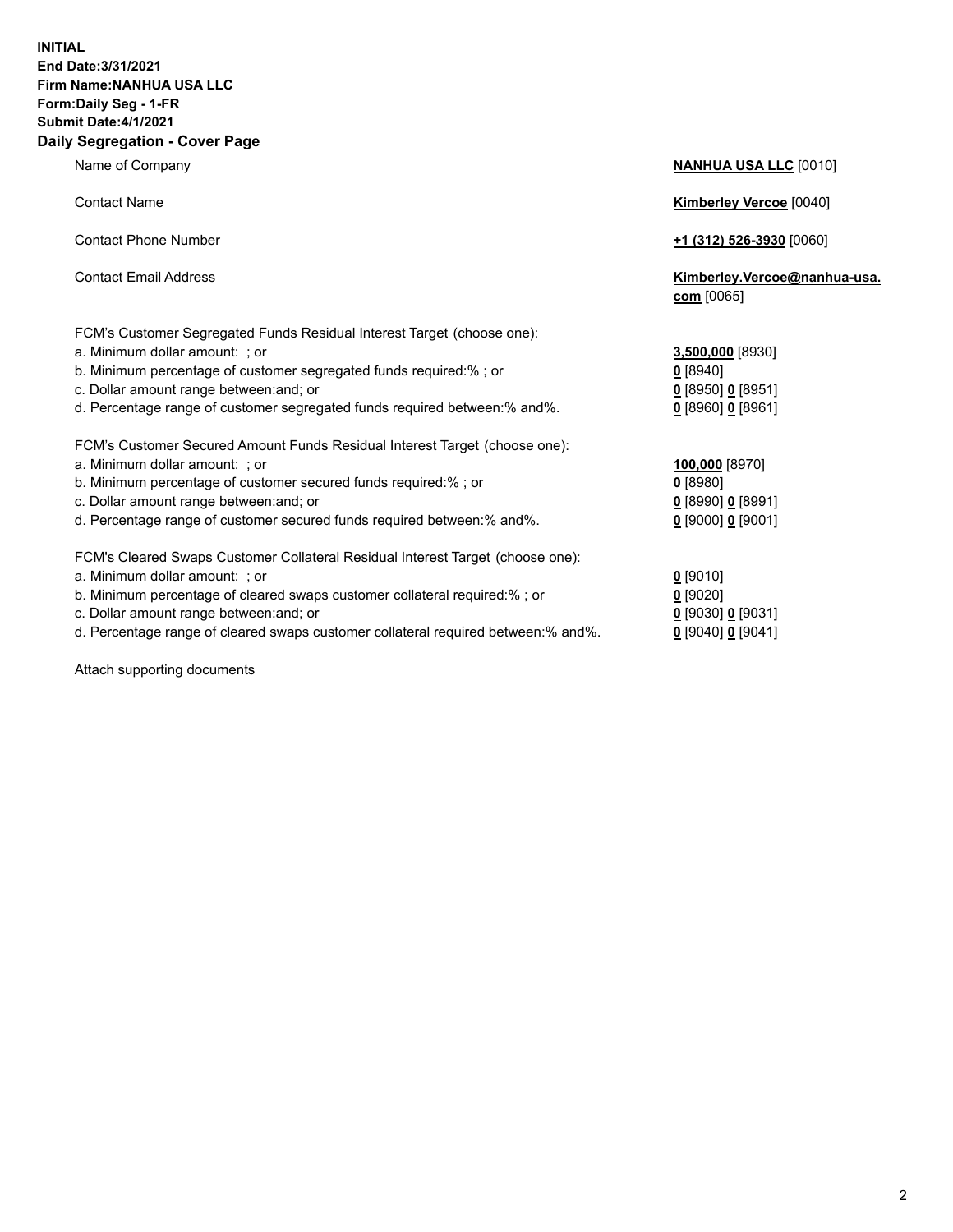**INITIAL**
**End Date:3/31/2021**
**Firm Name:NANHUA USA LLC**
**Form:Daily Seg - 1-FR**
**Submit Date:4/1/2021**

## Daily Segregation - Cover Page

| | |
|---|---|
| Name of Company | **NANHUA USA LLC** [0010] |
| Contact Name | **Kimberley Vercoe** [0040] |
| Contact Phone Number | **+1 (312) 526-3930** [0060] |
| Contact Email Address | **Kimberley.Vercoe@nanhua-usa.com** [0065] |

| | |
|---|---|
| FCM's Customer Segregated Funds Residual Interest Target (choose one): | |
| a. Minimum dollar amount: ; or | **3,500,000** [8930] |
| b. Minimum percentage of customer segregated funds required:% ; or | **0** [8940] |
| c. Dollar amount range between:and; or | **0** [8950] **0** [8951] |
| d. Percentage range of customer segregated funds required between:% and%. | **0** [8960] **0** [8961] |
| FCM's Customer Secured Amount Funds Residual Interest Target (choose one): | |
| a. Minimum dollar amount: ; or | **100,000** [8970] |
| b. Minimum percentage of customer secured funds required:% ; or | **0** [8980] |
| c. Dollar amount range between:and; or | **0** [8990] **0** [8991] |
| d. Percentage range of customer secured funds required between:% and%. | **0** [9000] **0** [9001] |
| FCM's Cleared Swaps Customer Collateral Residual Interest Target (choose one): | |
| a. Minimum dollar amount: ; or | **0** [9010] |
| b. Minimum percentage of cleared swaps customer collateral required:% ; or | **0** [9020] |
| c. Dollar amount range between:and; or | **0** [9030] **0** [9031] |
| d. Percentage range of cleared swaps customer collateral required between:% and%. | **0** [9040] **0** [9041] |

Attach supporting documents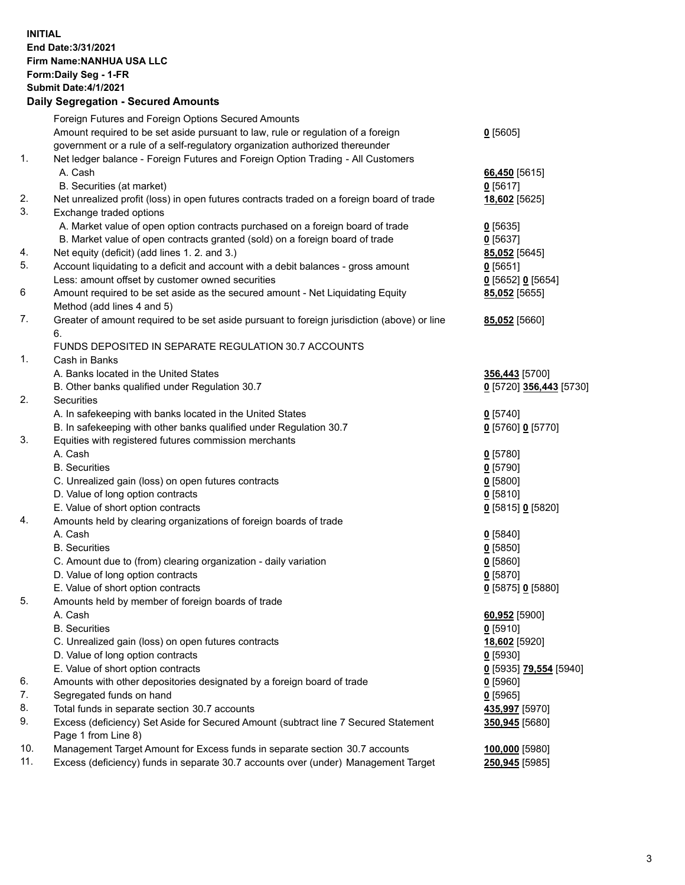**INITIAL**
**End Date:3/31/2021**
**Firm Name:NANHUA USA LLC**
**Form:Daily Seg - 1-FR**
**Submit Date:4/1/2021**

## Daily Segregation - Secured Amounts

| | | |
|---|---|---|
| | Foreign Futures and Foreign Options Secured Amounts | |
| | Amount required to be set aside pursuant to law, rule or regulation of a foreign government or a rule of a self-regulatory organization authorized thereunder | **0** [5605] |
| 1. | Net ledger balance - Foreign Futures and Foreign Option Trading - All Customers | |
| | A. Cash | **66,450** [5615] |
| | B. Securities (at market) | **0** [5617] |
| 2. | Net unrealized profit (loss) in open futures contracts traded on a foreign board of trade | **18,602** [5625] |
| 3. | Exchange traded options | |
| | A. Market value of open option contracts purchased on a foreign board of trade | **0** [5635] |
| | B. Market value of open contracts granted (sold) on a foreign board of trade | **0** [5637] |
| 4. | Net equity (deficit) (add lines 1. 2. and 3.) | **85,052** [5645] |
| 5. | Account liquidating to a deficit and account with a debit balances - gross amount | **0** [5651] |
| | Less: amount offset by customer owned securities | **0** [5652] **0** [5654] |
| 6 | Amount required to be set aside as the secured amount - Net Liquidating Equity Method (add lines 4 and 5) | **85,052** [5655] |
| 7. | Greater of amount required to be set aside pursuant to foreign jurisdiction (above) or line 6. | **85,052** [5660] |
| | FUNDS DEPOSITED IN SEPARATE REGULATION 30.7 ACCOUNTS | |
| 1. | Cash in Banks | |
| | A. Banks located in the United States | **356,443** [5700] |
| | B. Other banks qualified under Regulation 30.7 | **0** [5720] **356,443** [5730] |
| 2. | Securities | |
| | A. In safekeeping with banks located in the United States | **0** [5740] |
| | B. In safekeeping with other banks qualified under Regulation 30.7 | **0** [5760] **0** [5770] |
| 3. | Equities with registered futures commission merchants | |
| | A. Cash | **0** [5780] |
| | B. Securities | **0** [5790] |
| | C. Unrealized gain (loss) on open futures contracts | **0** [5800] |
| | D. Value of long option contracts | **0** [5810] |
| | E. Value of short option contracts | **0** [5815] **0** [5820] |
| 4. | Amounts held by clearing organizations of foreign boards of trade | |
| | A. Cash | **0** [5840] |
| | B. Securities | **0** [5850] |
| | C. Amount due to (from) clearing organization - daily variation | **0** [5860] |
| | D. Value of long option contracts | **0** [5870] |
| | E. Value of short option contracts | **0** [5875] **0** [5880] |
| 5. | Amounts held by member of foreign boards of trade | |
| | A. Cash | **60,952** [5900] |
| | B. Securities | **0** [5910] |
| | C. Unrealized gain (loss) on open futures contracts | **18,602** [5920] |
| | D. Value of long option contracts | **0** [5930] |
| | E. Value of short option contracts | **0** [5935] **79,554** [5940] |
| 6. | Amounts with other depositories designated by a foreign board of trade | **0** [5960] |
| 7. | Segregated funds on hand | **0** [5965] |
| 8. | Total funds in separate section 30.7 accounts | **435,997** [5970] |
| 9. | Excess (deficiency) Set Aside for Secured Amount (subtract line 7 Secured Statement Page 1 from Line 8) | **350,945** [5680] |
| 10. | Management Target Amount for Excess funds in separate section 30.7 accounts | **100,000** [5980] |
| 11. | Excess (deficiency) funds in separate 30.7 accounts over (under) Management Target | **250,945** [5985] |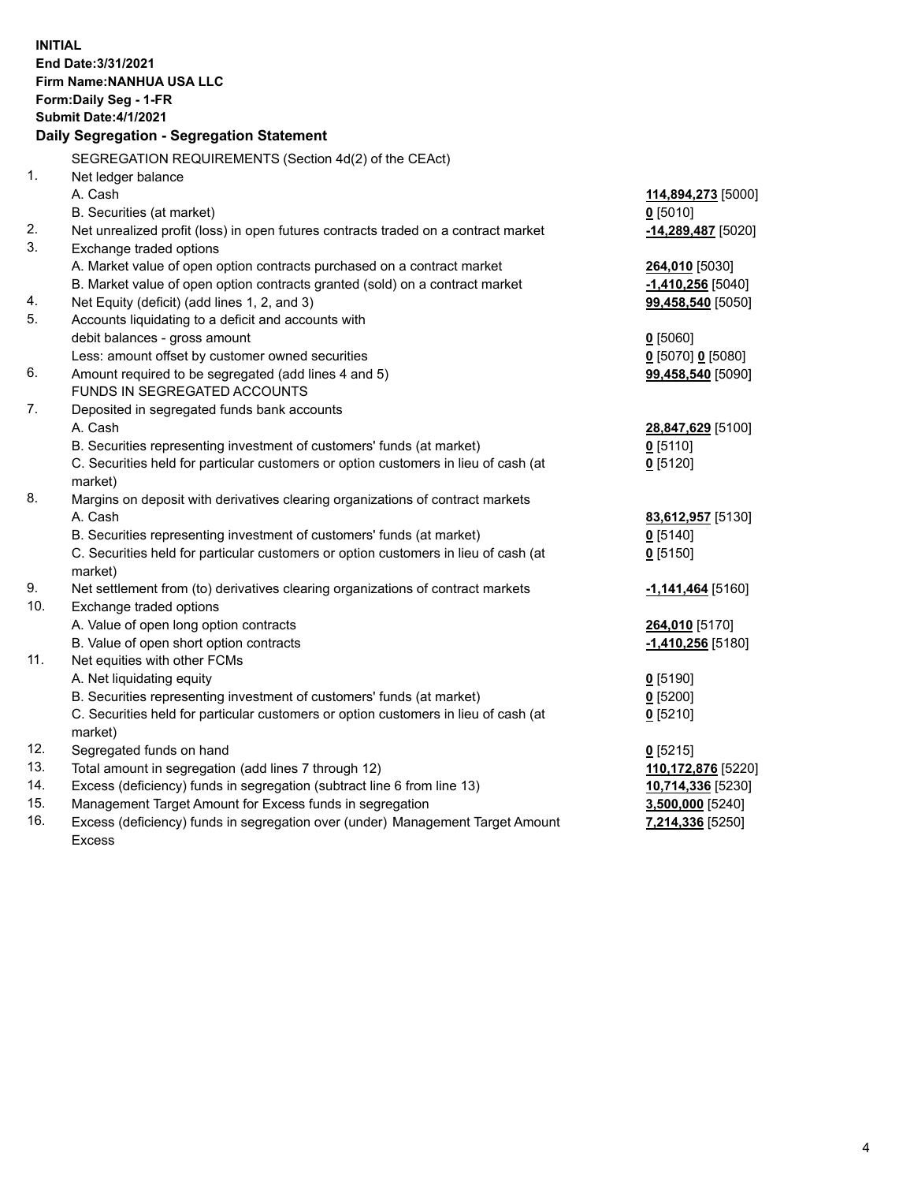**INITIAL**
**End Date:3/31/2021**
**Firm Name:NANHUA USA LLC**
**Form:Daily Seg - 1-FR**
**Submit Date:4/1/2021**

**Daily Segregation - Segregation Statement**

| | | |
|---|---|---|
| | SEGREGATION REQUIREMENTS (Section 4d(2) of the CEAct) | |
| 1. | Net ledger balance | |
| | A. Cash | **114,894,273** [5000] |
| | B. Securities (at market) | **0** [5010] |
| 2. | Net unrealized profit (loss) in open futures contracts traded on a contract market | **-14,289,487** [5020] |
| 3. | Exchange traded options | |
| | A. Market value of open option contracts purchased on a contract market | **264,010** [5030] |
| | B. Market value of open option contracts granted (sold) on a contract market | **-1,410,256** [5040] |
| 4. | Net Equity (deficit) (add lines 1, 2, and 3) | **99,458,540** [5050] |
| 5. | Accounts liquidating to a deficit and accounts with | |
| | debit balances - gross amount | **0** [5060] |
| | Less: amount offset by customer owned securities | **0** [5070] **0** [5080] |
| 6. | Amount required to be segregated (add lines 4 and 5) | **99,458,540** [5090] |
| | FUNDS IN SEGREGATED ACCOUNTS | |
| 7. | Deposited in segregated funds bank accounts | |
| | A. Cash | **28,847,629** [5100] |
| | B. Securities representing investment of customers' funds (at market) | **0** [5110] |
| | C. Securities held for particular customers or option customers in lieu of cash (at market) | **0** [5120] |
| 8. | Margins on deposit with derivatives clearing organizations of contract markets | |
| | A. Cash | **83,612,957** [5130] |
| | B. Securities representing investment of customers' funds (at market) | **0** [5140] |
| | C. Securities held for particular customers or option customers in lieu of cash (at market) | **0** [5150] |
| 9. | Net settlement from (to) derivatives clearing organizations of contract markets | **-1,141,464** [5160] |
| 10. | Exchange traded options | |
| | A. Value of open long option contracts | **264,010** [5170] |
| | B. Value of open short option contracts | **-1,410,256** [5180] |
| 11. | Net equities with other FCMs | |
| | A. Net liquidating equity | **0** [5190] |
| | B. Securities representing investment of customers' funds (at market) | **0** [5200] |
| | C. Securities held for particular customers or option customers in lieu of cash (at market) | **0** [5210] |
| 12. | Segregated funds on hand | **0** [5215] |
| 13. | Total amount in segregation (add lines 7 through 12) | **110,172,876** [5220] |
| 14. | Excess (deficiency) funds in segregation (subtract line 6 from line 13) | **10,714,336** [5230] |
| 15. | Management Target Amount for Excess funds in segregation | **3,500,000** [5240] |
| 16. | Excess (deficiency) funds in segregation over (under) Management Target Amount Excess | **7,214,336** [5250] |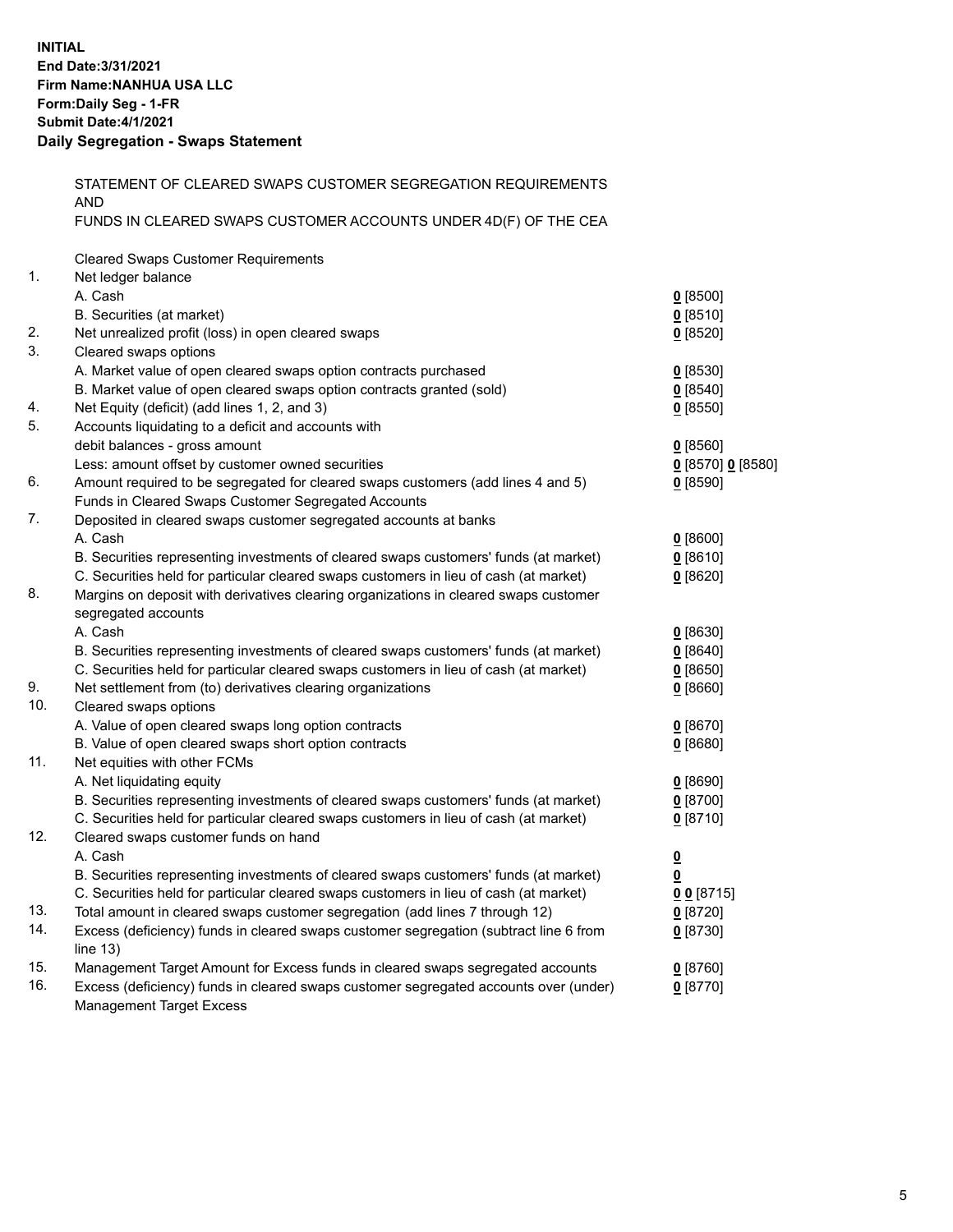**INITIAL**
**End Date:3/31/2021**
**Firm Name:NANHUA USA LLC**
**Form:Daily Seg - 1-FR**
**Submit Date:4/1/2021**
**Daily Segregation - Swaps Statement**

STATEMENT OF CLEARED SWAPS CUSTOMER SEGREGATION REQUIREMENTS AND FUNDS IN CLEARED SWAPS CUSTOMER ACCOUNTS UNDER 4D(F) OF THE CEA

| | | |
|---|---|---|
| | Cleared Swaps Customer Requirements | |
| 1. | Net ledger balance | |
| | A. Cash | 0 [8500] |
| | B. Securities (at market) | 0 [8510] |
| 2. | Net unrealized profit (loss) in open cleared swaps | 0 [8520] |
| 3. | Cleared swaps options | |
| | A. Market value of open cleared swaps option contracts purchased | 0 [8530] |
| | B. Market value of open cleared swaps option contracts granted (sold) | 0 [8540] |
| 4. | Net Equity (deficit) (add lines 1, 2, and 3) | 0 [8550] |
| 5. | Accounts liquidating to a deficit and accounts with debit balances - gross amount | 0 [8560] |
| | Less: amount offset by customer owned securities | 0 [8570] 0 [8580] |
| 6. | Amount required to be segregated for cleared swaps customers (add lines 4 and 5) | 0 [8590] |
| | Funds in Cleared Swaps Customer Segregated Accounts | |
| 7. | Deposited in cleared swaps customer segregated accounts at banks | |
| | A. Cash | 0 [8600] |
| | B. Securities representing investments of cleared swaps customers' funds (at market) | 0 [8610] |
| | C. Securities held for particular cleared swaps customers in lieu of cash (at market) | 0 [8620] |
| 8. | Margins on deposit with derivatives clearing organizations in cleared swaps customer segregated accounts | |
| | A. Cash | 0 [8630] |
| | B. Securities representing investments of cleared swaps customers' funds (at market) | 0 [8640] |
| | C. Securities held for particular cleared swaps customers in lieu of cash (at market) | 0 [8650] |
| 9. | Net settlement from (to) derivatives clearing organizations | 0 [8660] |
| 10. | Cleared swaps options | |
| | A. Value of open cleared swaps long option contracts | 0 [8670] |
| | B. Value of open cleared swaps short option contracts | 0 [8680] |
| 11. | Net equities with other FCMs | |
| | A. Net liquidating equity | 0 [8690] |
| | B. Securities representing investments of cleared swaps customers' funds (at market) | 0 [8700] |
| | C. Securities held for particular cleared swaps customers in lieu of cash (at market) | 0 [8710] |
| 12. | Cleared swaps customer funds on hand | |
| | A. Cash | 0 |
| | B. Securities representing investments of cleared swaps customers' funds (at market) | 0 |
| | C. Securities held for particular cleared swaps customers in lieu of cash (at market) | 0 0 [8715] |
| 13. | Total amount in cleared swaps customer segregation (add lines 7 through 12) | 0 [8720] |
| 14. | Excess (deficiency) funds in cleared swaps customer segregation (subtract line 6 from line 13) | 0 [8730] |
| 15. | Management Target Amount for Excess funds in cleared swaps segregated accounts | 0 [8760] |
| 16. | Excess (deficiency) funds in cleared swaps customer segregated accounts over (under) Management Target Excess | 0 [8770] |